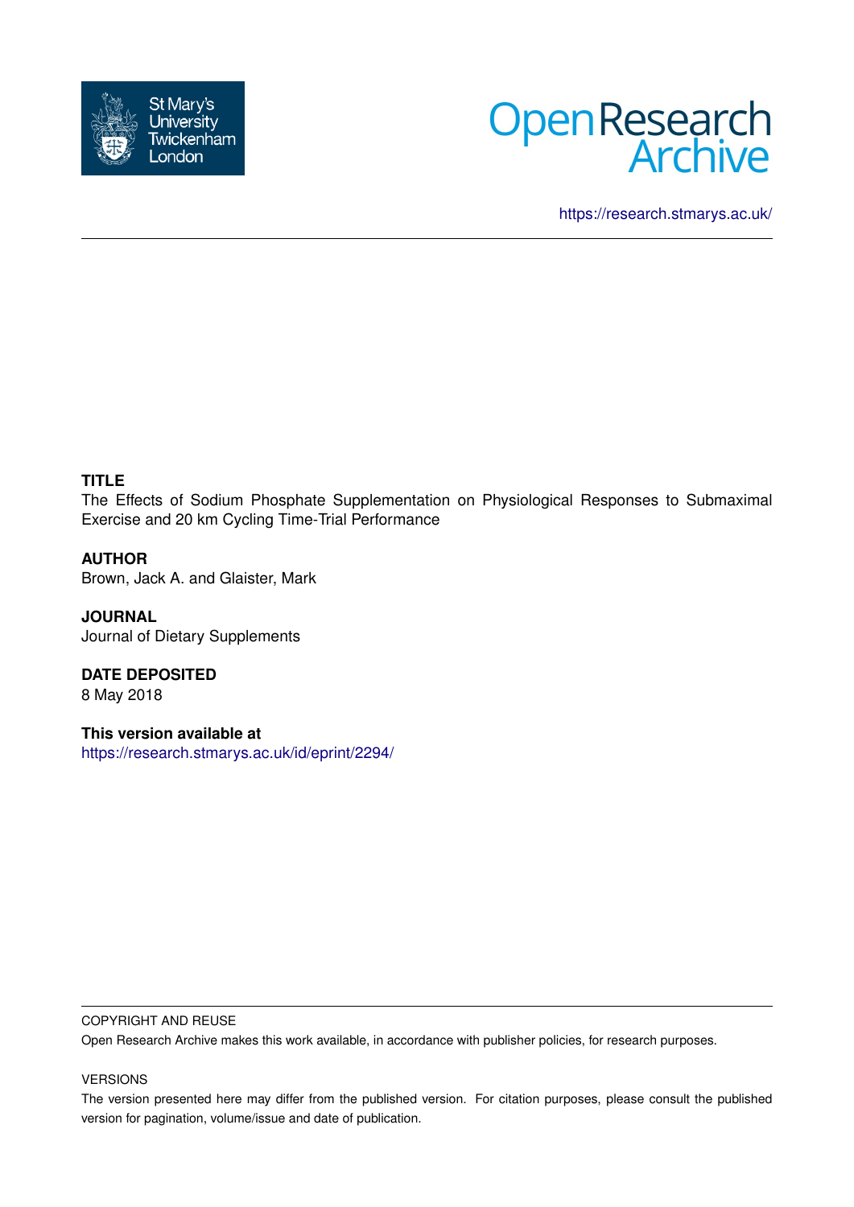St Mary's University Twickenham London

Open Research Archive

https://research.stmarys.ac.uk/

**TITLE**

The Effects of Sodium Phosphate Supplementation on Physiological Responses to Submaximal Exercise and 20 km Cycling Time-Trial Performance

**AUTHOR**

Brown, Jack A. and Glaister, Mark

**JOURNAL**

Journal of Dietary Supplements

**DATE DEPOSITED**

8 May 2018

**This version available at**

https://research.stmarys.ac.uk/id/eprint/2294/

COPYRIGHT AND REUSE

Open Research Archive makes this work available, in accordance with publisher policies, for research purposes.

VERSIONS

The version presented here may differ from the published version. For citation purposes, please consult the published version for pagination, volume/issue and date of publication.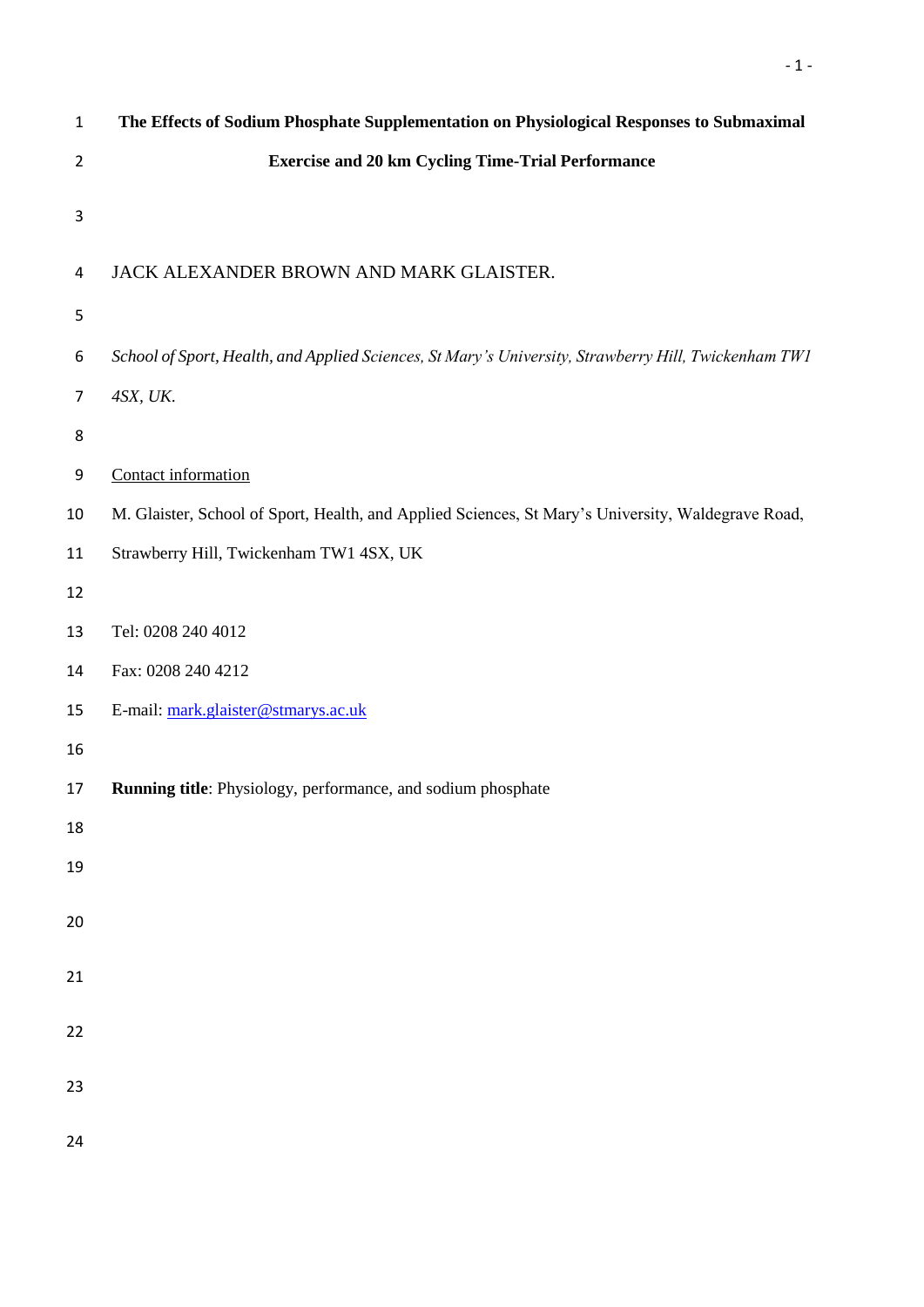# The Effects of Sodium Phosphate Supplementation on Physiological Responses to Submaximal Exercise and 20 km Cycling Time-Trial Performance

JACK ALEXANDER BROWN AND MARK GLAISTER.

*School of Sport, Health, and Applied Sciences, St Mary's University, Strawberry Hill, Twickenham TW1 4SX, UK.*

Contact information

M. Glaister, School of Sport, Health, and Applied Sciences, St Mary's University, Waldegrave Road, Strawberry Hill, Twickenham TW1 4SX, UK

Tel: 0208 240 4012

Fax: 0208 240 4212

E-mail: mark.glaister@stmarys.ac.uk

**Running title**: Physiology, performance, and sodium phosphate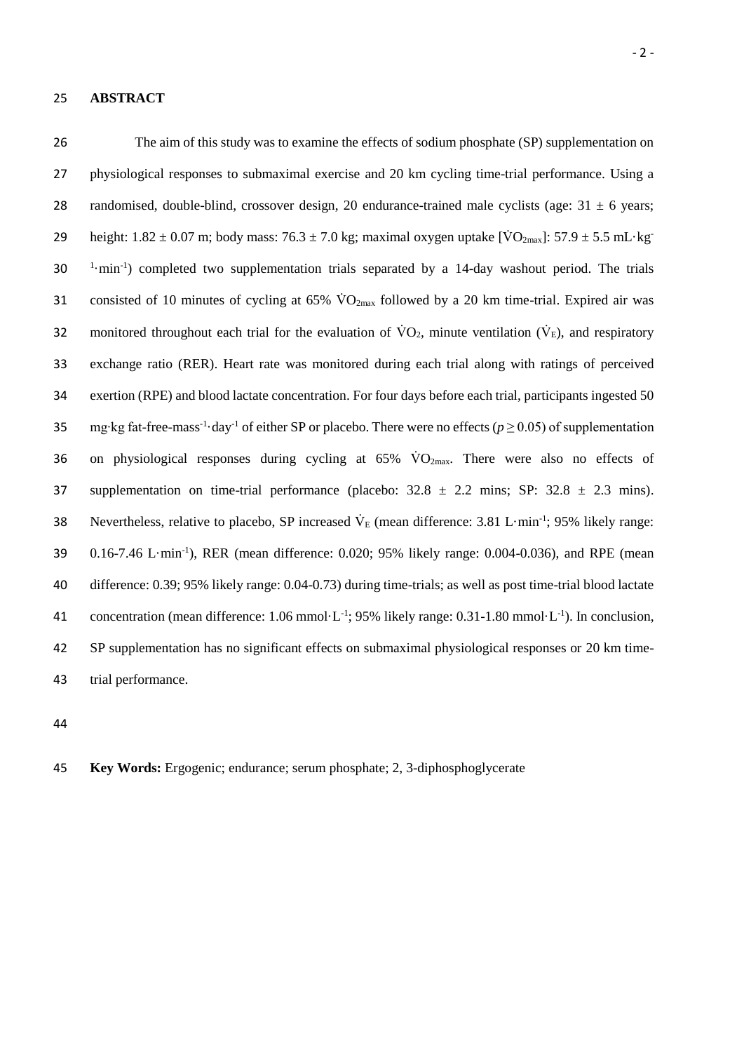# ABSTRACT

The aim of this study was to examine the effects of sodium phosphate (SP) supplementation on physiological responses to submaximal exercise and 20 km cycling time-trial performance. Using a randomised, double-blind, crossover design, 20 endurance-trained male cyclists (age: 31 ± 6 years; height: 1.82 ± 0.07 m; body mass: 76.3 ± 7.0 kg; maximal oxygen uptake [$\dot{V}O_{2max}$]: 57.9 ± 5.5 mL·kg$^{-1}$·min$^{-1}$) completed two supplementation trials separated by a 14-day washout period. The trials consisted of 10 minutes of cycling at 65% $\dot{V}O_{2max}$ followed by a 20 km time-trial. Expired air was monitored throughout each trial for the evaluation of $\dot{V}O_2$, minute ventilation ($\dot{V}_E$), and respiratory exchange ratio (RER). Heart rate was monitored during each trial along with ratings of perceived exertion (RPE) and blood lactate concentration. For four days before each trial, participants ingested 50 mg·kg fat-free-mass$^{-1}$·day$^{-1}$ of either SP or placebo. There were no effects ($p \geq 0.05$) of supplementation on physiological responses during cycling at 65% $\dot{V}O_{2max}$. There were also no effects of supplementation on time-trial performance (placebo: 32.8 ± 2.2 mins; SP: 32.8 ± 2.3 mins). Nevertheless, relative to placebo, SP increased $\dot{V}_E$ (mean difference: 3.81 L·min$^{-1}$; 95% likely range: 0.16-7.46 L·min$^{-1}$), RER (mean difference: 0.020; 95% likely range: 0.004-0.036), and RPE (mean difference: 0.39; 95% likely range: 0.04-0.73) during time-trials; as well as post time-trial blood lactate concentration (mean difference: 1.06 mmol·L$^{-1}$; 95% likely range: 0.31-1.80 mmol·L$^{-1}$). In conclusion, SP supplementation has no significant effects on submaximal physiological responses or 20 km time-trial performance.

**Key Words:** Ergogenic; endurance; serum phosphate; 2, 3-diphosphoglycerate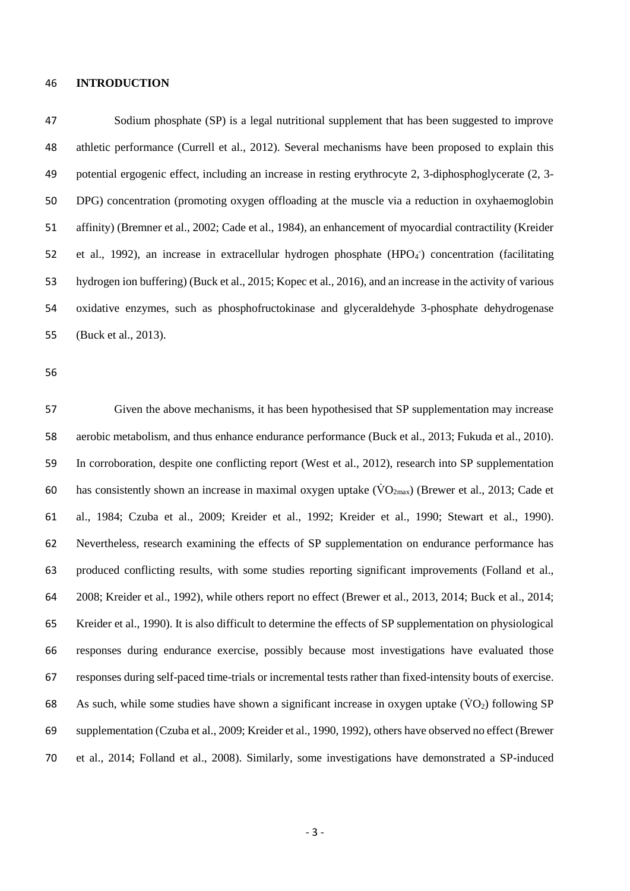# INTRODUCTION

Sodium phosphate (SP) is a legal nutritional supplement that has been suggested to improve athletic performance (Currell et al., 2012). Several mechanisms have been proposed to explain this potential ergogenic effect, including an increase in resting erythrocyte 2, 3-diphosphoglycerate (2, 3-DPG) concentration (promoting oxygen offloading at the muscle via a reduction in oxyhaemoglobin affinity) (Bremner et al., 2002; Cade et al., 1984), an enhancement of myocardial contractility (Kreider et al., 1992), an increase in extracellular hydrogen phosphate ($HPO_4^-$) concentration (facilitating hydrogen ion buffering) (Buck et al., 2015; Kopec et al., 2016), and an increase in the activity of various oxidative enzymes, such as phosphofructokinase and glyceraldehyde 3-phosphate dehydrogenase (Buck et al., 2013).

Given the above mechanisms, it has been hypothesised that SP supplementation may increase aerobic metabolism, and thus enhance endurance performance (Buck et al., 2013; Fukuda et al., 2010). In corroboration, despite one conflicting report (West et al., 2012), research into SP supplementation has consistently shown an increase in maximal oxygen uptake ($\dot{V}O_{2max}$) (Brewer et al., 2013; Cade et al., 1984; Czuba et al., 2009; Kreider et al., 1992; Kreider et al., 1990; Stewart et al., 1990). Nevertheless, research examining the effects of SP supplementation on endurance performance has produced conflicting results, with some studies reporting significant improvements (Folland et al., 2008; Kreider et al., 1992), while others report no effect (Brewer et al., 2013, 2014; Buck et al., 2014; Kreider et al., 1990). It is also difficult to determine the effects of SP supplementation on physiological responses during endurance exercise, possibly because most investigations have evaluated those responses during self-paced time-trials or incremental tests rather than fixed-intensity bouts of exercise. As such, while some studies have shown a significant increase in oxygen uptake ($\dot{V}O_2$) following SP supplementation (Czuba et al., 2009; Kreider et al., 1990, 1992), others have observed no effect (Brewer et al., 2014; Folland et al., 2008). Similarly, some investigations have demonstrated a SP-induced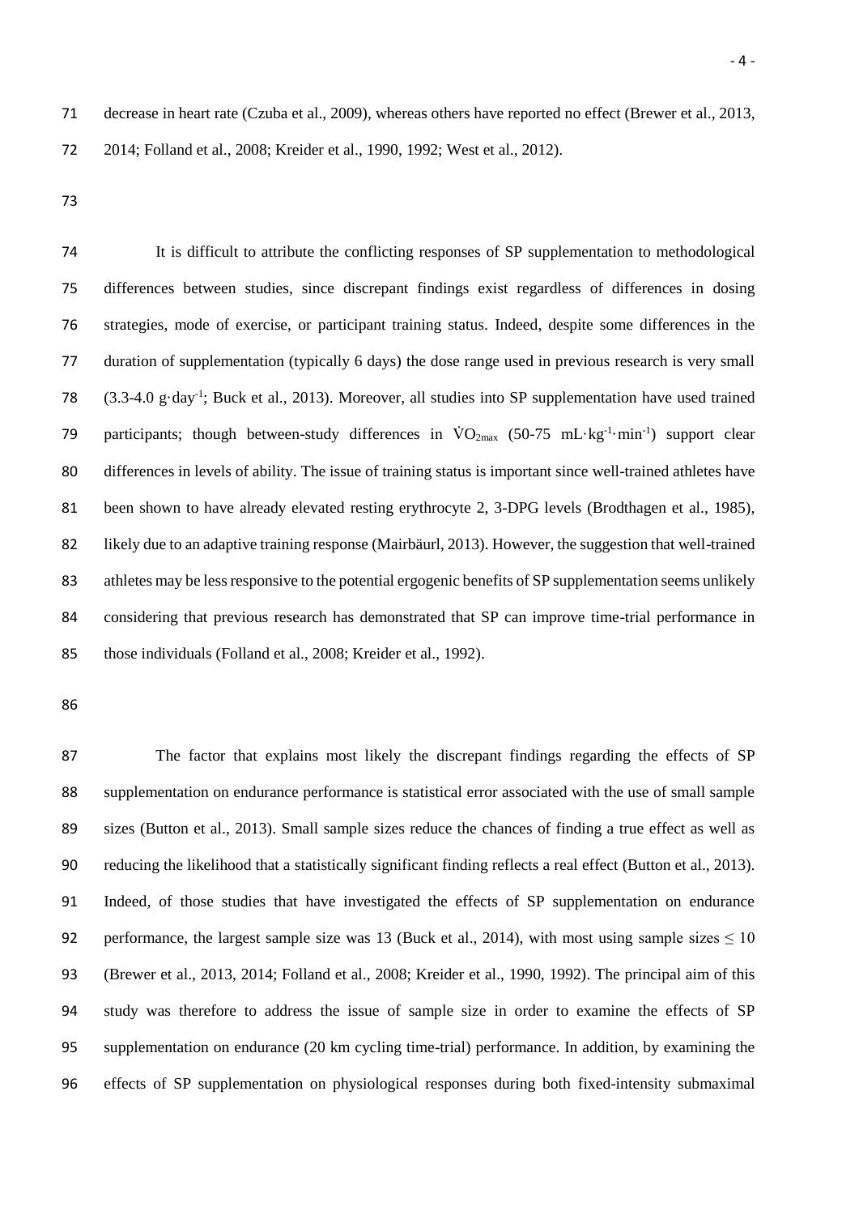decrease in heart rate (Czuba et al., 2009), whereas others have reported no effect (Brewer et al., 2013, 2014; Folland et al., 2008; Kreider et al., 1990, 1992; West et al., 2012).

It is difficult to attribute the conflicting responses of SP supplementation to methodological differences between studies, since discrepant findings exist regardless of differences in dosing strategies, mode of exercise, or participant training status. Indeed, despite some differences in the duration of supplementation (typically 6 days) the dose range used in previous research is very small (3.3-4.0 $g \cdot day^{-1}$; Buck et al., 2013). Moreover, all studies into SP supplementation have used trained participants; though between-study differences in $\dot{V}O_{2max}$ (50-75 $mL \cdot kg^{-1} \cdot min^{-1}$) support clear differences in levels of ability. The issue of training status is important since well-trained athletes have been shown to have already elevated resting erythrocyte 2, 3-DPG levels (Brodthagen et al., 1985), likely due to an adaptive training response (Mairbäurl, 2013). However, the suggestion that well-trained athletes may be less responsive to the potential ergogenic benefits of SP supplementation seems unlikely considering that previous research has demonstrated that SP can improve time-trial performance in those individuals (Folland et al., 2008; Kreider et al., 1992).

The factor that explains most likely the discrepant findings regarding the effects of SP supplementation on endurance performance is statistical error associated with the use of small sample sizes (Button et al., 2013). Small sample sizes reduce the chances of finding a true effect as well as reducing the likelihood that a statistically significant finding reflects a real effect (Button et al., 2013). Indeed, of those studies that have investigated the effects of SP supplementation on endurance performance, the largest sample size was 13 (Buck et al., 2014), with most using sample sizes $\leq 10$ (Brewer et al., 2013, 2014; Folland et al., 2008; Kreider et al., 1990, 1992). The principal aim of this study was therefore to address the issue of sample size in order to examine the effects of SP supplementation on endurance (20 km cycling time-trial) performance. In addition, by examining the effects of SP supplementation on physiological responses during both fixed-intensity submaximal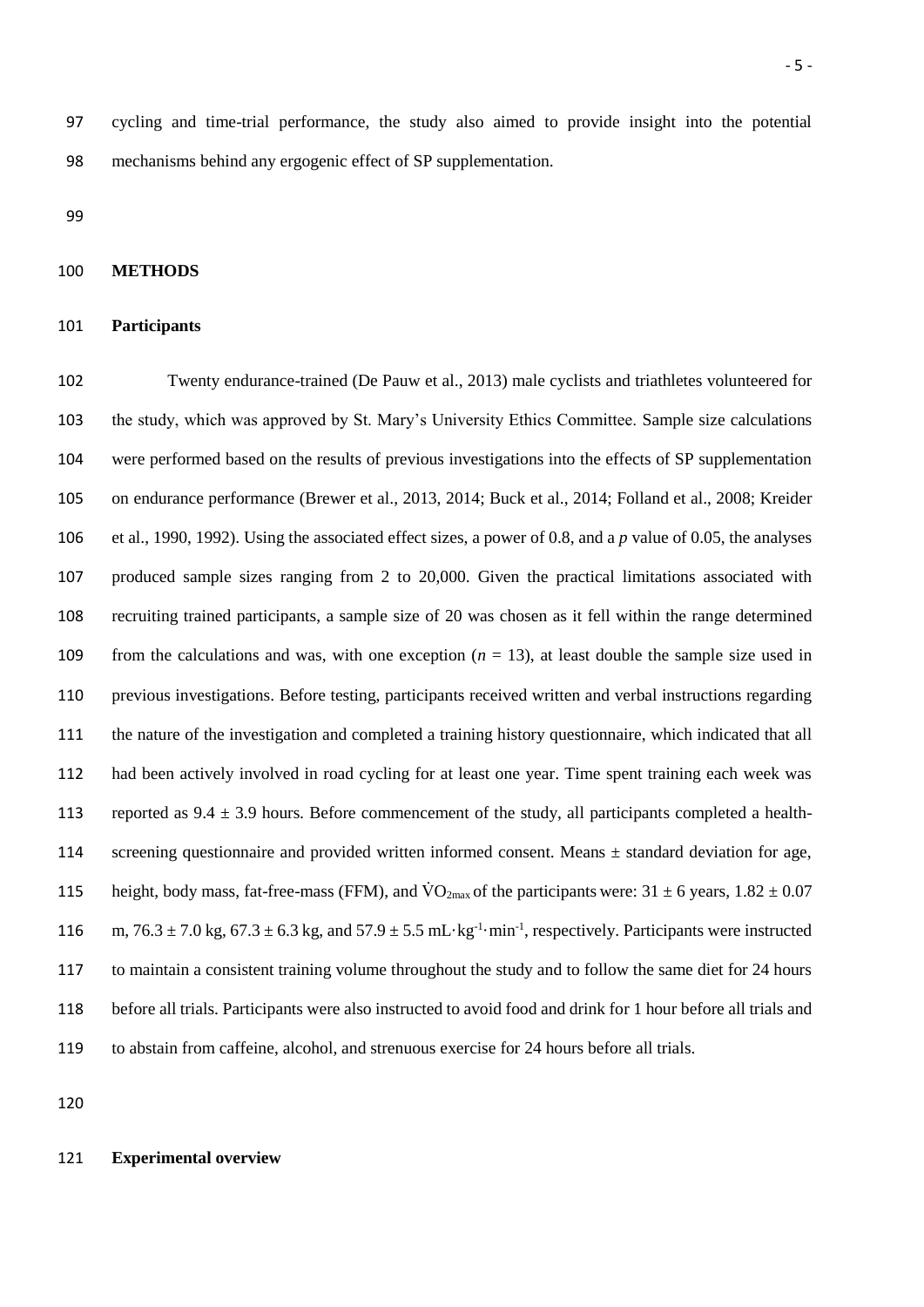cycling and time-trial performance, the study also aimed to provide insight into the potential mechanisms behind any ergogenic effect of SP supplementation.

## METHODS

### Participants

Twenty endurance-trained (De Pauw et al., 2013) male cyclists and triathletes volunteered for the study, which was approved by St. Mary's University Ethics Committee. Sample size calculations were performed based on the results of previous investigations into the effects of SP supplementation on endurance performance (Brewer et al., 2013, 2014; Buck et al., 2014; Folland et al., 2008; Kreider et al., 1990, 1992). Using the associated effect sizes, a power of 0.8, and a *p* value of 0.05, the analyses produced sample sizes ranging from 2 to 20,000. Given the practical limitations associated with recruiting trained participants, a sample size of 20 was chosen as it fell within the range determined from the calculations and was, with one exception ($n = 13$), at least double the sample size used in previous investigations. Before testing, participants received written and verbal instructions regarding the nature of the investigation and completed a training history questionnaire, which indicated that all had been actively involved in road cycling for at least one year. Time spent training each week was reported as $9.4 \pm 3.9$ hours. Before commencement of the study, all participants completed a health-screening questionnaire and provided written informed consent. Means ± standard deviation for age, height, body mass, fat-free-mass (FFM), and $\dot{V}O_{2max}$ of the participants were: $31 \pm 6$ years, $1.82 \pm 0.07$ m, $76.3 \pm 7.0$ kg, $67.3 \pm 6.3$ kg, and $57.9 \pm 5.5$ $mL \cdot kg^{-1} \cdot min^{-1}$, respectively. Participants were instructed to maintain a consistent training volume throughout the study and to follow the same diet for 24 hours before all trials. Participants were also instructed to avoid food and drink for 1 hour before all trials and to abstain from caffeine, alcohol, and strenuous exercise for 24 hours before all trials.

### Experimental overview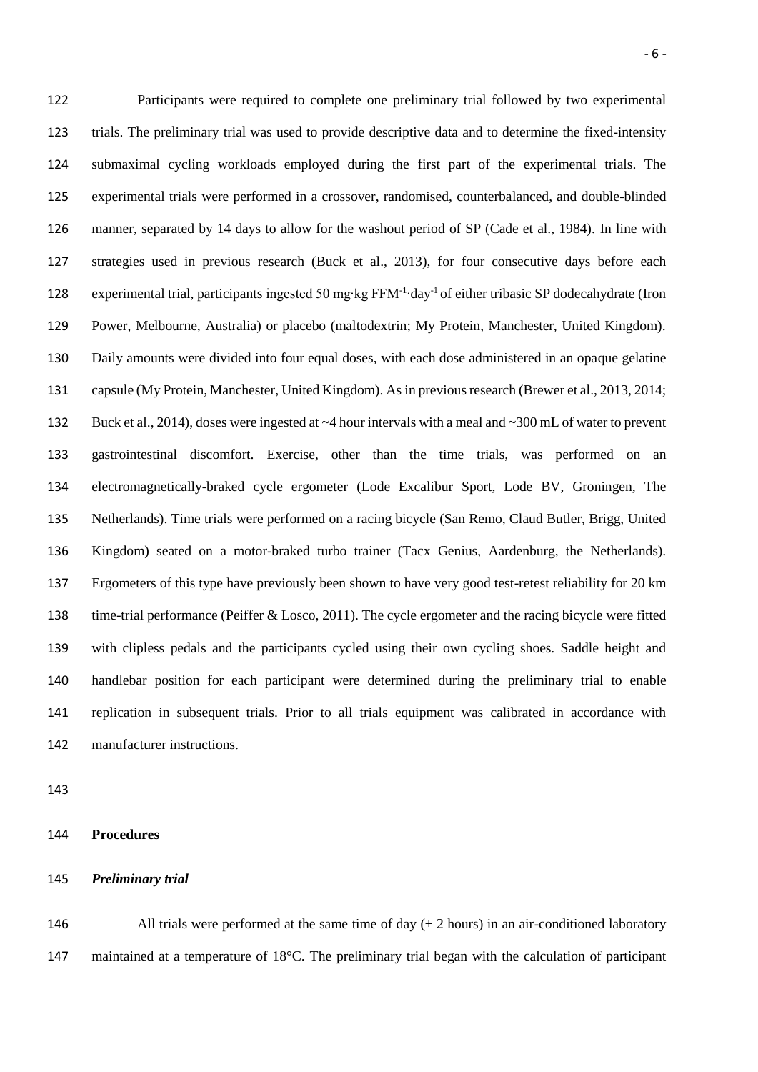Participants were required to complete one preliminary trial followed by two experimental trials. The preliminary trial was used to provide descriptive data and to determine the fixed-intensity submaximal cycling workloads employed during the first part of the experimental trials. The experimental trials were performed in a crossover, randomised, counterbalanced, and double-blinded manner, separated by 14 days to allow for the washout period of SP (Cade et al., 1984). In line with strategies used in previous research (Buck et al., 2013), for four consecutive days before each experimental trial, participants ingested 50 mg·kg $FFM^{-1}·day^{-1}$ of either tribasic SP dodecahydrate (Iron Power, Melbourne, Australia) or placebo (maltodextrin; My Protein, Manchester, United Kingdom). Daily amounts were divided into four equal doses, with each dose administered in an opaque gelatine capsule (My Protein, Manchester, United Kingdom). As in previous research (Brewer et al., 2013, 2014; Buck et al., 2014), doses were ingested at ~4 hour intervals with a meal and ~300 mL of water to prevent gastrointestinal discomfort. Exercise, other than the time trials, was performed on an electromagnetically-braked cycle ergometer (Lode Excalibur Sport, Lode BV, Groningen, The Netherlands). Time trials were performed on a racing bicycle (San Remo, Claud Butler, Brigg, United Kingdom) seated on a motor-braked turbo trainer (Tacx Genius, Aardenburg, the Netherlands). Ergometers of this type have previously been shown to have very good test-retest reliability for 20 km time-trial performance (Peiffer & Losco, 2011). The cycle ergometer and the racing bicycle were fitted with clipless pedals and the participants cycled using their own cycling shoes. Saddle height and handlebar position for each participant were determined during the preliminary trial to enable replication in subsequent trials. Prior to all trials equipment was calibrated in accordance with manufacturer instructions.

## Procedures

### *Preliminary trial*

All trials were performed at the same time of day (± 2 hours) in an air-conditioned laboratory maintained at a temperature of 18°C. The preliminary trial began with the calculation of participant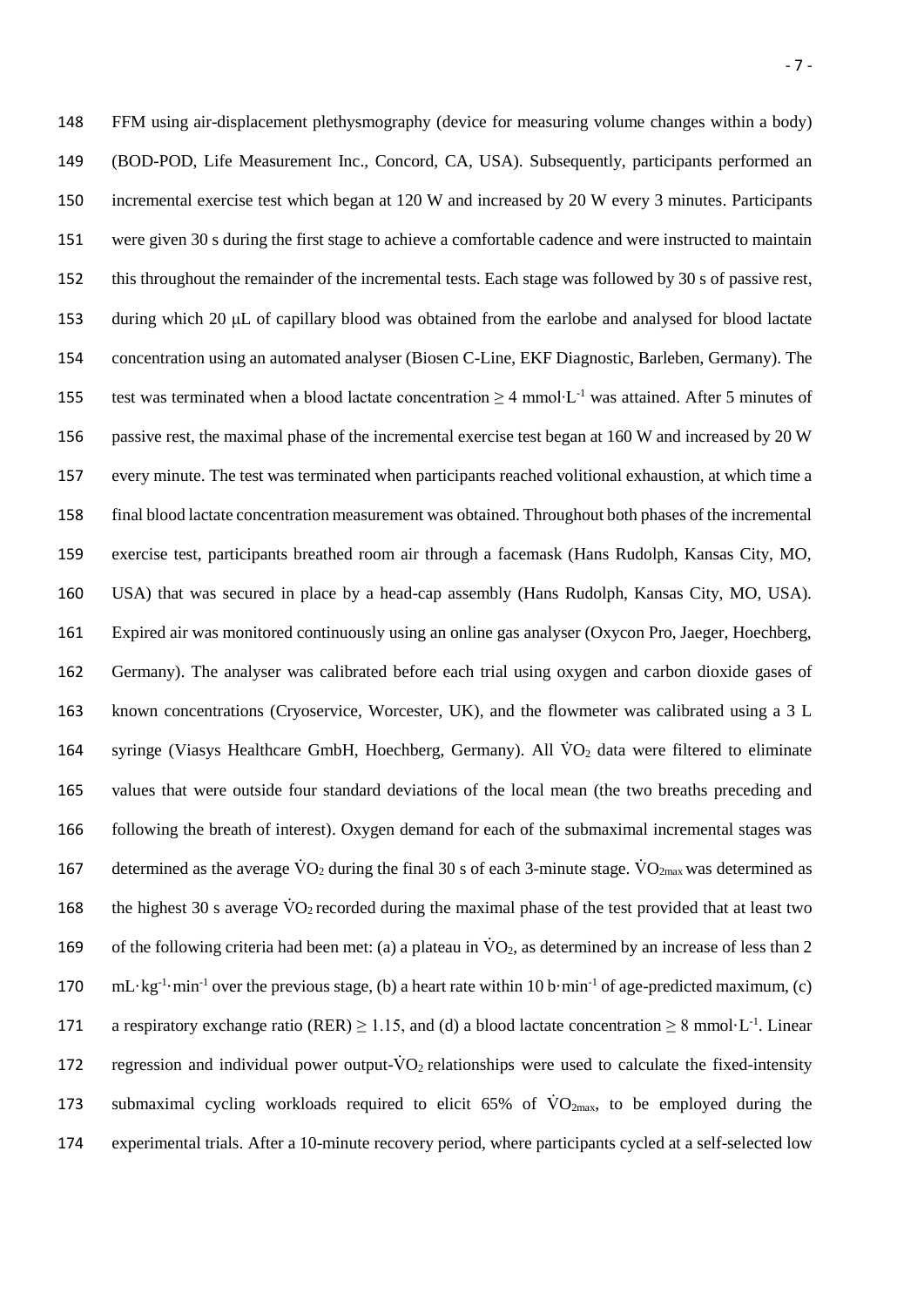FFM using air-displacement plethysmography (device for measuring volume changes within a body) (BOD-POD, Life Measurement Inc., Concord, CA, USA). Subsequently, participants performed an incremental exercise test which began at 120 W and increased by 20 W every 3 minutes. Participants were given 30 s during the first stage to achieve a comfortable cadence and were instructed to maintain this throughout the remainder of the incremental tests. Each stage was followed by 30 s of passive rest, during which 20 μL of capillary blood was obtained from the earlobe and analysed for blood lactate concentration using an automated analyser (Biosen C-Line, EKF Diagnostic, Barleben, Germany). The test was terminated when a blood lactate concentration ≥ 4 $mmol \cdot L^{-1}$ was attained. After 5 minutes of passive rest, the maximal phase of the incremental exercise test began at 160 W and increased by 20 W every minute. The test was terminated when participants reached volitional exhaustion, at which time a final blood lactate concentration measurement was obtained. Throughout both phases of the incremental exercise test, participants breathed room air through a facemask (Hans Rudolph, Kansas City, MO, USA) that was secured in place by a head-cap assembly (Hans Rudolph, Kansas City, MO, USA). Expired air was monitored continuously using an online gas analyser (Oxycon Pro, Jaeger, Hoechberg, Germany). The analyser was calibrated before each trial using oxygen and carbon dioxide gases of known concentrations (Cryoservice, Worcester, UK), and the flowmeter was calibrated using a 3 L syringe (Viasys Healthcare GmbH, Hoechberg, Germany). All $\dot{V}O_2$ data were filtered to eliminate values that were outside four standard deviations of the local mean (the two breaths preceding and following the breath of interest). Oxygen demand for each of the submaximal incremental stages was determined as the average $\dot{V}O_2$ during the final 30 s of each 3-minute stage. $\dot{V}O_{2max}$ was determined as the highest 30 s average $\dot{V}O_2$ recorded during the maximal phase of the test provided that at least two of the following criteria had been met: (a) a plateau in $\dot{V}O_2$, as determined by an increase of less than 2 $mL \cdot kg^{-1} \cdot min^{-1}$ over the previous stage, (b) a heart rate within 10 $b \cdot min^{-1}$ of age-predicted maximum, (c) a respiratory exchange ratio (RER) ≥ 1.15, and (d) a blood lactate concentration ≥ 8 $mmol \cdot L^{-1}$. Linear regression and individual power output-$\dot{V}O_2$ relationships were used to calculate the fixed-intensity submaximal cycling workloads required to elicit 65% of $\dot{V}O_{2max}$, to be employed during the experimental trials. After a 10-minute recovery period, where participants cycled at a self-selected low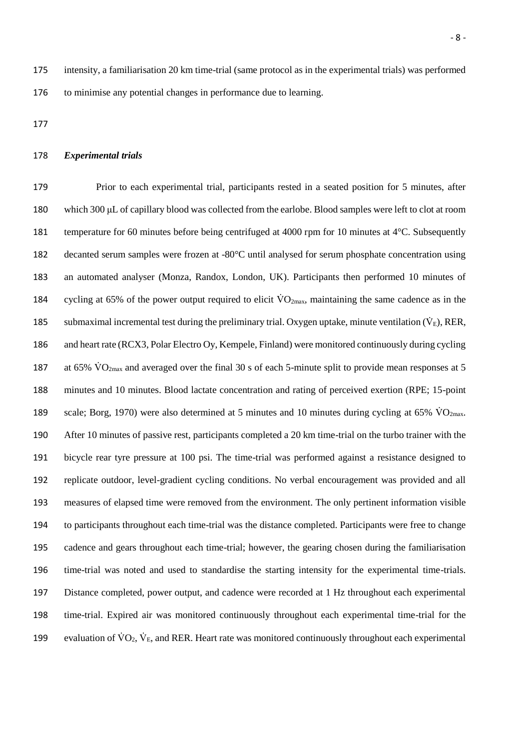intensity, a familiarisation 20 km time-trial (same protocol as in the experimental trials) was performed to minimise any potential changes in performance due to learning.

### *Experimental trials*

Prior to each experimental trial, participants rested in a seated position for 5 minutes, after which 300 μL of capillary blood was collected from the earlobe. Blood samples were left to clot at room temperature for 60 minutes before being centrifuged at 4000 rpm for 10 minutes at 4°C. Subsequently decanted serum samples were frozen at -80°C until analysed for serum phosphate concentration using an automated analyser (Monza, Randox, London, UK). Participants then performed 10 minutes of cycling at 65% of the power output required to elicit $\dot{V}O_{2max}$, maintaining the same cadence as in the submaximal incremental test during the preliminary trial. Oxygen uptake, minute ventilation ($\dot{V}_E$), RER, and heart rate (RCX3, Polar Electro Oy, Kempele, Finland) were monitored continuously during cycling at 65% $\dot{V}O_{2max}$ and averaged over the final 30 s of each 5-minute split to provide mean responses at 5 minutes and 10 minutes. Blood lactate concentration and rating of perceived exertion (RPE; 15-point scale; Borg, 1970) were also determined at 5 minutes and 10 minutes during cycling at 65% $\dot{V}O_{2max}$. After 10 minutes of passive rest, participants completed a 20 km time-trial on the turbo trainer with the bicycle rear tyre pressure at 100 psi. The time-trial was performed against a resistance designed to replicate outdoor, level-gradient cycling conditions. No verbal encouragement was provided and all measures of elapsed time were removed from the environment. The only pertinent information visible to participants throughout each time-trial was the distance completed. Participants were free to change cadence and gears throughout each time-trial; however, the gearing chosen during the familiarisation time-trial was noted and used to standardise the starting intensity for the experimental time-trials. Distance completed, power output, and cadence were recorded at 1 Hz throughout each experimental time-trial. Expired air was monitored continuously throughout each experimental time-trial for the evaluation of $\dot{V}O_2$, $\dot{V}_E$, and RER. Heart rate was monitored continuously throughout each experimental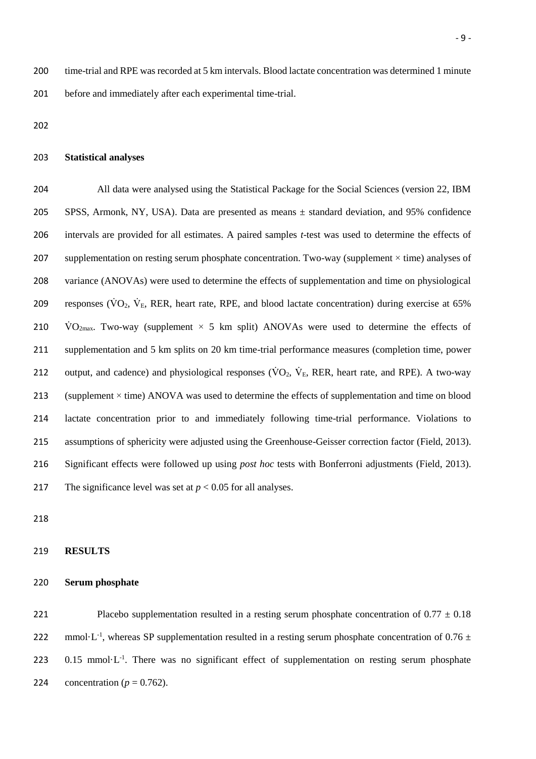time-trial and RPE was recorded at 5 km intervals. Blood lactate concentration was determined 1 minute before and immediately after each experimental time-trial.

**Statistical analyses**

All data were analysed using the Statistical Package for the Social Sciences (version 22, IBM SPSS, Armonk, NY, USA). Data are presented as means ± standard deviation, and 95% confidence intervals are provided for all estimates. A paired samples *t*-test was used to determine the effects of supplementation on resting serum phosphate concentration. Two-way (supplement × time) analyses of variance (ANOVAs) were used to determine the effects of supplementation and time on physiological responses ($\dot{V}O_2$, $\dot{V}_E$, RER, heart rate, RPE, and blood lactate concentration) during exercise at 65% $\dot{V}O_{2max}$. Two-way (supplement × 5 km split) ANOVAs were used to determine the effects of supplementation and 5 km splits on 20 km time-trial performance measures (completion time, power output, and cadence) and physiological responses ($\dot{V}O_2$, $\dot{V}_E$, RER, heart rate, and RPE). A two-way (supplement × time) ANOVA was used to determine the effects of supplementation and time on blood lactate concentration prior to and immediately following time-trial performance. Violations to assumptions of sphericity were adjusted using the Greenhouse-Geisser correction factor (Field, 2013). Significant effects were followed up using *post hoc* tests with Bonferroni adjustments (Field, 2013). The significance level was set at $p < 0.05$ for all analyses.

## RESULTS

**Serum phosphate**

Placebo supplementation resulted in a resting serum phosphate concentration of 0.77 ± 0.18 $mmol \cdot L^{-1}$, whereas SP supplementation resulted in a resting serum phosphate concentration of 0.76 ± 0.15 $mmol \cdot L^{-1}$. There was no significant effect of supplementation on resting serum phosphate concentration ($p = 0.762$).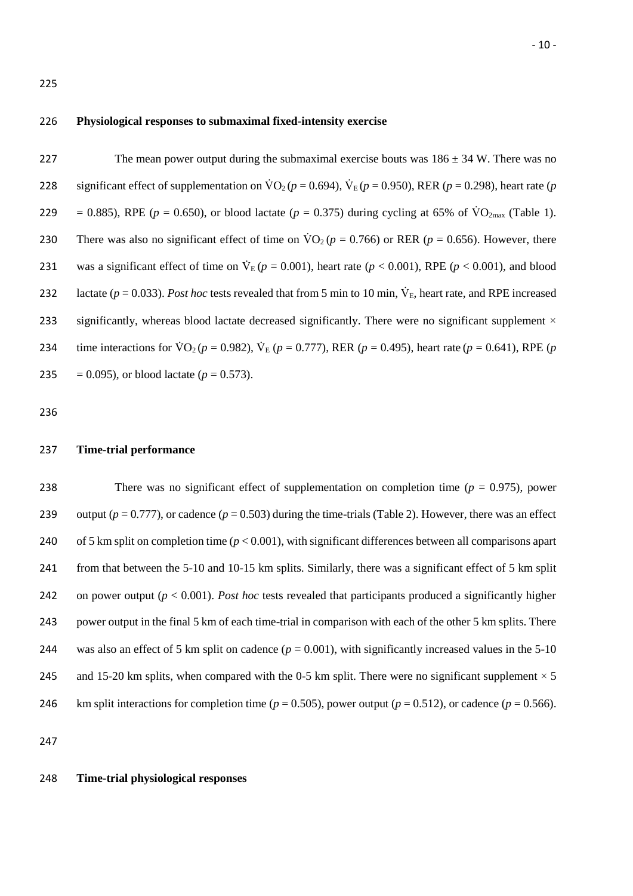## Physiological responses to submaximal fixed-intensity exercise

The mean power output during the submaximal exercise bouts was 186 ± 34 W. There was no significant effect of supplementation on $\dot{V}O_2$ ($p = 0.694$), $\dot{V}_E$ ($p = 0.950$), RER ($p = 0.298$), heart rate ($p = 0.885$), RPE ($p = 0.650$), or blood lactate ($p = 0.375$) during cycling at 65% of $\dot{V}O_{2max}$ (Table 1). There was also no significant effect of time on $\dot{V}O_2$ ($p = 0.766$) or RER ($p = 0.656$). However, there was a significant effect of time on $\dot{V}_E$ ($p = 0.001$), heart rate ($p < 0.001$), RPE ($p < 0.001$), and blood lactate ($p = 0.033$). *Post hoc* tests revealed that from 5 min to 10 min, $\dot{V}_E$, heart rate, and RPE increased significantly, whereas blood lactate decreased significantly. There were no significant supplement × time interactions for $\dot{V}O_2$ ($p = 0.982$), $\dot{V}_E$ ($p = 0.777$), RER ($p = 0.495$), heart rate ($p = 0.641$), RPE ($p = 0.095$), or blood lactate ($p = 0.573$).

## Time-trial performance

There was no significant effect of supplementation on completion time ($p = 0.975$), power output ($p = 0.777$), or cadence ($p = 0.503$) during the time-trials (Table 2). However, there was an effect of 5 km split on completion time ($p < 0.001$), with significant differences between all comparisons apart from that between the 5-10 and 10-15 km splits. Similarly, there was a significant effect of 5 km split on power output ($p < 0.001$). *Post hoc* tests revealed that participants produced a significantly higher power output in the final 5 km of each time-trial in comparison with each of the other 5 km splits. There was also an effect of 5 km split on cadence ($p = 0.001$), with significantly increased values in the 5-10 and 15-20 km splits, when compared with the 0-5 km split. There were no significant supplement × 5 km split interactions for completion time ($p = 0.505$), power output ($p = 0.512$), or cadence ($p = 0.566$).

## Time-trial physiological responses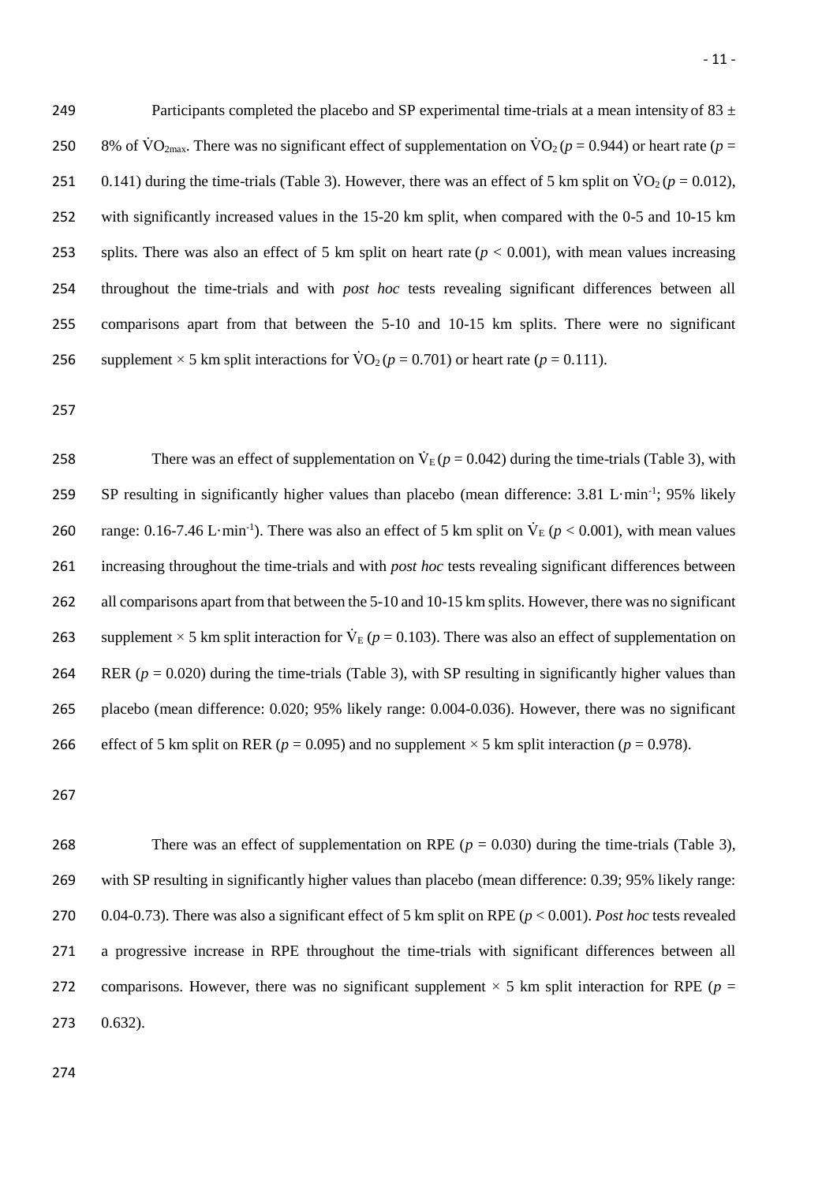Participants completed the placebo and SP experimental time-trials at a mean intensity of 83 ± 8% of $\dot{V}O_{2max}$. There was no significant effect of supplementation on $\dot{V}O_2$ ($p = 0.944$) or heart rate ($p = 0.141$) during the time-trials (Table 3). However, there was an effect of 5 km split on $\dot{V}O_2$ ($p = 0.012$), with significantly increased values in the 15-20 km split, when compared with the 0-5 and 10-15 km splits. There was also an effect of 5 km split on heart rate ($p < 0.001$), with mean values increasing throughout the time-trials and with *post hoc* tests revealing significant differences between all comparisons apart from that between the 5-10 and 10-15 km splits. There were no significant supplement × 5 km split interactions for $\dot{V}O_2$ ($p = 0.701$) or heart rate ($p = 0.111$).

There was an effect of supplementation on $\dot{V}_E$ ($p = 0.042$) during the time-trials (Table 3), with SP resulting in significantly higher values than placebo (mean difference: 3.81 L·min$^{-1}$; 95% likely range: 0.16-7.46 L·min$^{-1}$). There was also an effect of 5 km split on $\dot{V}_E$ ($p < 0.001$), with mean values increasing throughout the time-trials and with *post hoc* tests revealing significant differences between all comparisons apart from that between the 5-10 and 10-15 km splits. However, there was no significant supplement × 5 km split interaction for $\dot{V}_E$ ($p = 0.103$). There was also an effect of supplementation on RER ($p = 0.020$) during the time-trials (Table 3), with SP resulting in significantly higher values than placebo (mean difference: 0.020; 95% likely range: 0.004-0.036). However, there was no significant effect of 5 km split on RER ($p = 0.095$) and no supplement × 5 km split interaction ($p = 0.978$).

There was an effect of supplementation on RPE ($p = 0.030$) during the time-trials (Table 3), with SP resulting in significantly higher values than placebo (mean difference: 0.39; 95% likely range: 0.04-0.73). There was also a significant effect of 5 km split on RPE ($p < 0.001$). *Post hoc* tests revealed a progressive increase in RPE throughout the time-trials with significant differences between all comparisons. However, there was no significant supplement × 5 km split interaction for RPE ($p = 0.632$).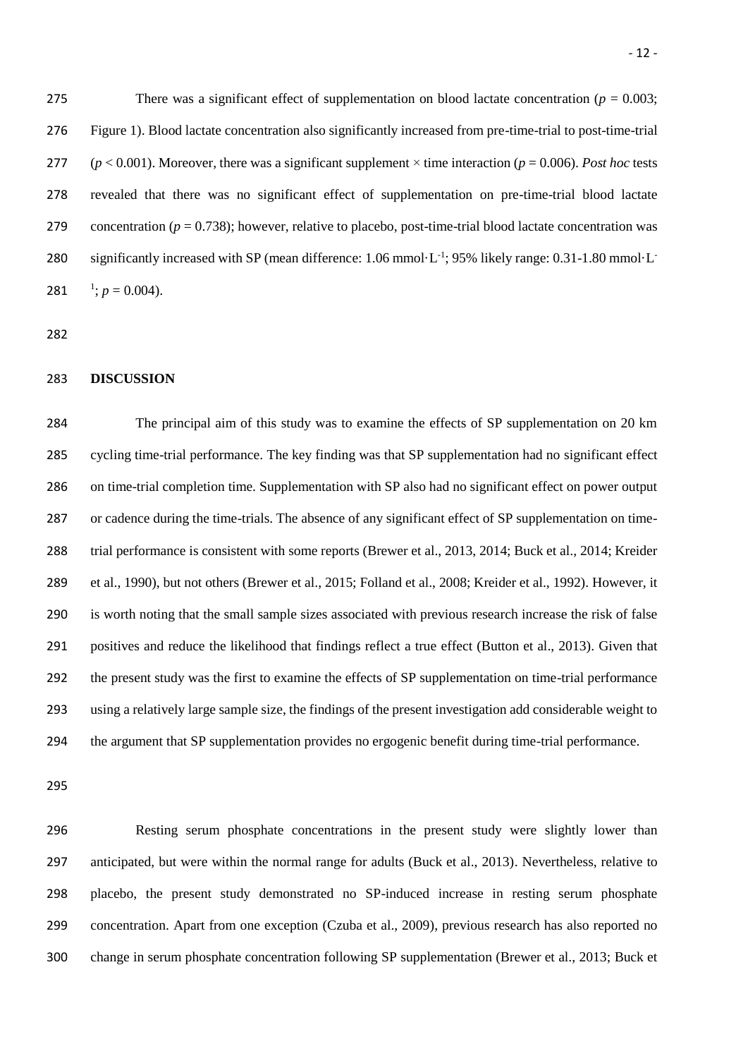There was a significant effect of supplementation on blood lactate concentration ($p = 0.003$; Figure 1). Blood lactate concentration also significantly increased from pre-time-trial to post-time-trial ($p < 0.001$). Moreover, there was a significant supplement × time interaction ($p = 0.006$). *Post hoc* tests revealed that there was no significant effect of supplementation on pre-time-trial blood lactate concentration ($p = 0.738$); however, relative to placebo, post-time-trial blood lactate concentration was significantly increased with SP (mean difference: 1.06 mmol·L$^{-1}$; 95% likely range: 0.31-1.80 mmol·L$^{-1}$; $p = 0.004$).

## DISCUSSION

The principal aim of this study was to examine the effects of SP supplementation on 20 km cycling time-trial performance. The key finding was that SP supplementation had no significant effect on time-trial completion time. Supplementation with SP also had no significant effect on power output or cadence during the time-trials. The absence of any significant effect of SP supplementation on time-trial performance is consistent with some reports (Brewer et al., 2013, 2014; Buck et al., 2014; Kreider et al., 1990), but not others (Brewer et al., 2015; Folland et al., 2008; Kreider et al., 1992). However, it is worth noting that the small sample sizes associated with previous research increase the risk of false positives and reduce the likelihood that findings reflect a true effect (Button et al., 2013). Given that the present study was the first to examine the effects of SP supplementation on time-trial performance using a relatively large sample size, the findings of the present investigation add considerable weight to the argument that SP supplementation provides no ergogenic benefit during time-trial performance.

Resting serum phosphate concentrations in the present study were slightly lower than anticipated, but were within the normal range for adults (Buck et al., 2013). Nevertheless, relative to placebo, the present study demonstrated no SP-induced increase in resting serum phosphate concentration. Apart from one exception (Czuba et al., 2009), previous research has also reported no change in serum phosphate concentration following SP supplementation (Brewer et al., 2013; Buck et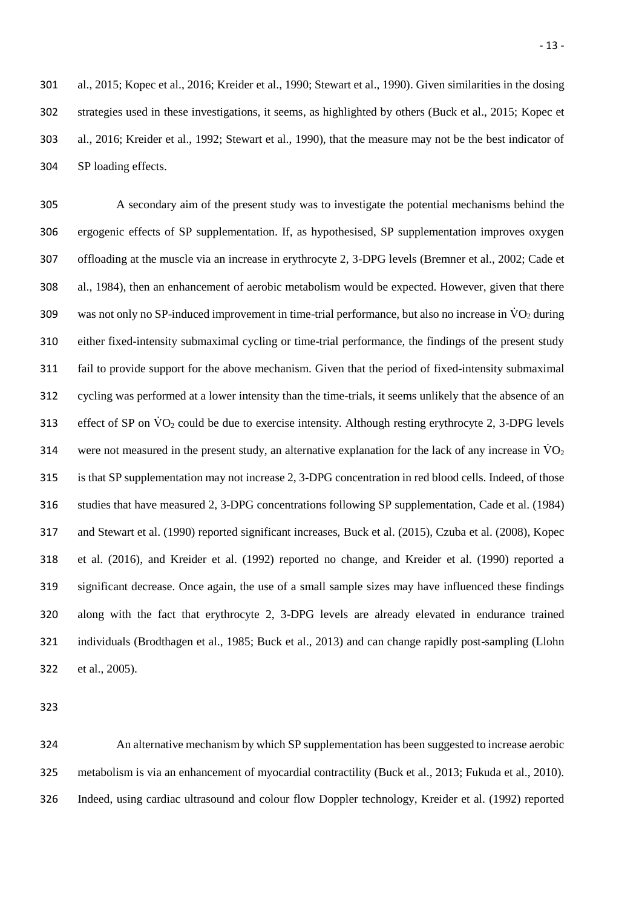al., 2015; Kopec et al., 2016; Kreider et al., 1990; Stewart et al., 1990). Given similarities in the dosing strategies used in these investigations, it seems, as highlighted by others (Buck et al., 2015; Kopec et al., 2016; Kreider et al., 1992; Stewart et al., 1990), that the measure may not be the best indicator of SP loading effects.

A secondary aim of the present study was to investigate the potential mechanisms behind the ergogenic effects of SP supplementation. If, as hypothesised, SP supplementation improves oxygen offloading at the muscle via an increase in erythrocyte 2, 3-DPG levels (Bremner et al., 2002; Cade et al., 1984), then an enhancement of aerobic metabolism would be expected. However, given that there was not only no SP-induced improvement in time-trial performance, but also no increase in $\dot{V}O_2$ during either fixed-intensity submaximal cycling or time-trial performance, the findings of the present study fail to provide support for the above mechanism. Given that the period of fixed-intensity submaximal cycling was performed at a lower intensity than the time-trials, it seems unlikely that the absence of an effect of SP on $\dot{V}O_2$ could be due to exercise intensity. Although resting erythrocyte 2, 3-DPG levels were not measured in the present study, an alternative explanation for the lack of any increase in $\dot{V}O_2$ is that SP supplementation may not increase 2, 3-DPG concentration in red blood cells. Indeed, of those studies that have measured 2, 3-DPG concentrations following SP supplementation, Cade et al. (1984) and Stewart et al. (1990) reported significant increases, Buck et al. (2015), Czuba et al. (2008), Kopec et al. (2016), and Kreider et al. (1992) reported no change, and Kreider et al. (1990) reported a significant decrease. Once again, the use of a small sample sizes may have influenced these findings along with the fact that erythrocyte 2, 3-DPG levels are already elevated in endurance trained individuals (Brodthagen et al., 1985; Buck et al., 2013) and can change rapidly post-sampling (Llohn et al., 2005).

An alternative mechanism by which SP supplementation has been suggested to increase aerobic metabolism is via an enhancement of myocardial contractility (Buck et al., 2013; Fukuda et al., 2010). Indeed, using cardiac ultrasound and colour flow Doppler technology, Kreider et al. (1992) reported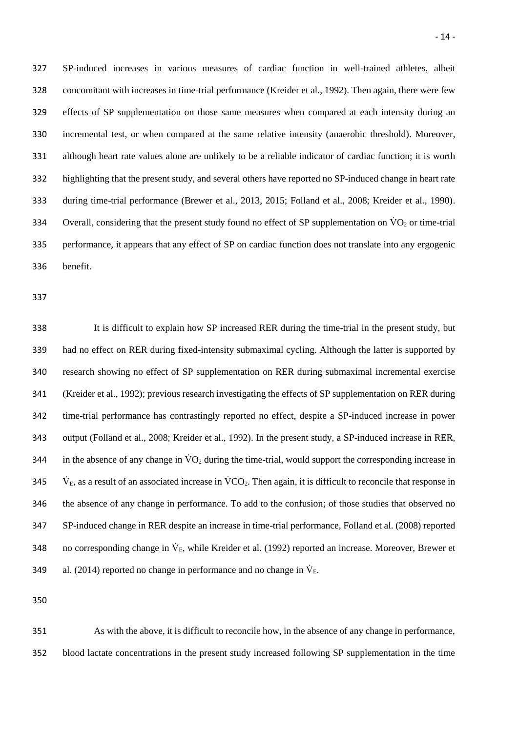SP-induced increases in various measures of cardiac function in well-trained athletes, albeit concomitant with increases in time-trial performance (Kreider et al., 1992). Then again, there were few effects of SP supplementation on those same measures when compared at each intensity during an incremental test, or when compared at the same relative intensity (anaerobic threshold). Moreover, although heart rate values alone are unlikely to be a reliable indicator of cardiac function; it is worth highlighting that the present study, and several others have reported no SP-induced change in heart rate during time-trial performance (Brewer et al., 2013, 2015; Folland et al., 2008; Kreider et al., 1990). Overall, considering that the present study found no effect of SP supplementation on $\dot{V}O_2$ or time-trial performance, it appears that any effect of SP on cardiac function does not translate into any ergogenic benefit.

It is difficult to explain how SP increased RER during the time-trial in the present study, but had no effect on RER during fixed-intensity submaximal cycling. Although the latter is supported by research showing no effect of SP supplementation on RER during submaximal incremental exercise (Kreider et al., 1992); previous research investigating the effects of SP supplementation on RER during time-trial performance has contrastingly reported no effect, despite a SP-induced increase in power output (Folland et al., 2008; Kreider et al., 1992). In the present study, a SP-induced increase in RER, in the absence of any change in $\dot{V}O_2$ during the time-trial, would support the corresponding increase in $\dot{V}_E$, as a result of an associated increase in $\dot{V}CO_2$. Then again, it is difficult to reconcile that response in the absence of any change in performance. To add to the confusion; of those studies that observed no SP-induced change in RER despite an increase in time-trial performance, Folland et al. (2008) reported no corresponding change in $\dot{V}_E$, while Kreider et al. (1992) reported an increase. Moreover, Brewer et al. (2014) reported no change in performance and no change in $\dot{V}_E$.

As with the above, it is difficult to reconcile how, in the absence of any change in performance, blood lactate concentrations in the present study increased following SP supplementation in the time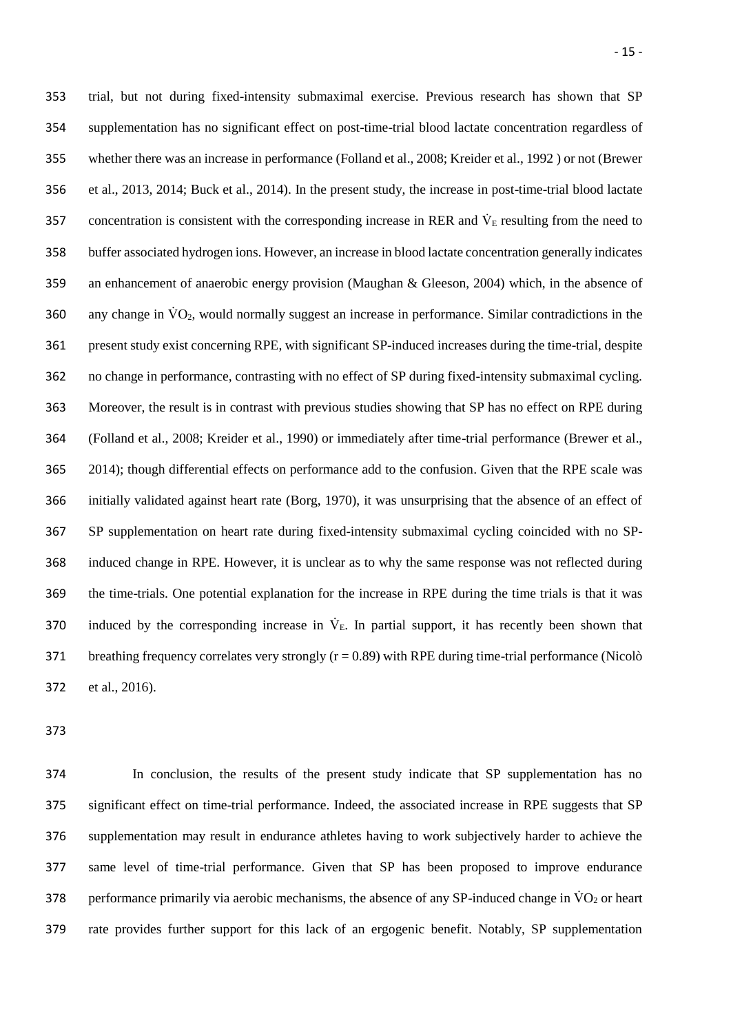trial, but not during fixed-intensity submaximal exercise. Previous research has shown that SP supplementation has no significant effect on post-time-trial blood lactate concentration regardless of whether there was an increase in performance (Folland et al., 2008; Kreider et al., 1992 ) or not (Brewer et al., 2013, 2014; Buck et al., 2014). In the present study, the increase in post-time-trial blood lactate concentration is consistent with the corresponding increase in RER and $\dot{V}_E$ resulting from the need to buffer associated hydrogen ions. However, an increase in blood lactate concentration generally indicates an enhancement of anaerobic energy provision (Maughan & Gleeson, 2004) which, in the absence of any change in $\dot{V}O_2$, would normally suggest an increase in performance. Similar contradictions in the present study exist concerning RPE, with significant SP-induced increases during the time-trial, despite no change in performance, contrasting with no effect of SP during fixed-intensity submaximal cycling. Moreover, the result is in contrast with previous studies showing that SP has no effect on RPE during (Folland et al., 2008; Kreider et al., 1990) or immediately after time-trial performance (Brewer et al., 2014); though differential effects on performance add to the confusion. Given that the RPE scale was initially validated against heart rate (Borg, 1970), it was unsurprising that the absence of an effect of SP supplementation on heart rate during fixed-intensity submaximal cycling coincided with no SP-induced change in RPE. However, it is unclear as to why the same response was not reflected during the time-trials. One potential explanation for the increase in RPE during the time trials is that it was induced by the corresponding increase in $\dot{V}_E$. In partial support, it has recently been shown that breathing frequency correlates very strongly ($r = 0.89$) with RPE during time-trial performance (Nicolò et al., 2016).

In conclusion, the results of the present study indicate that SP supplementation has no significant effect on time-trial performance. Indeed, the associated increase in RPE suggests that SP supplementation may result in endurance athletes having to work subjectively harder to achieve the same level of time-trial performance. Given that SP has been proposed to improve endurance performance primarily via aerobic mechanisms, the absence of any SP-induced change in $\dot{V}O_2$ or heart rate provides further support for this lack of an ergogenic benefit. Notably, SP supplementation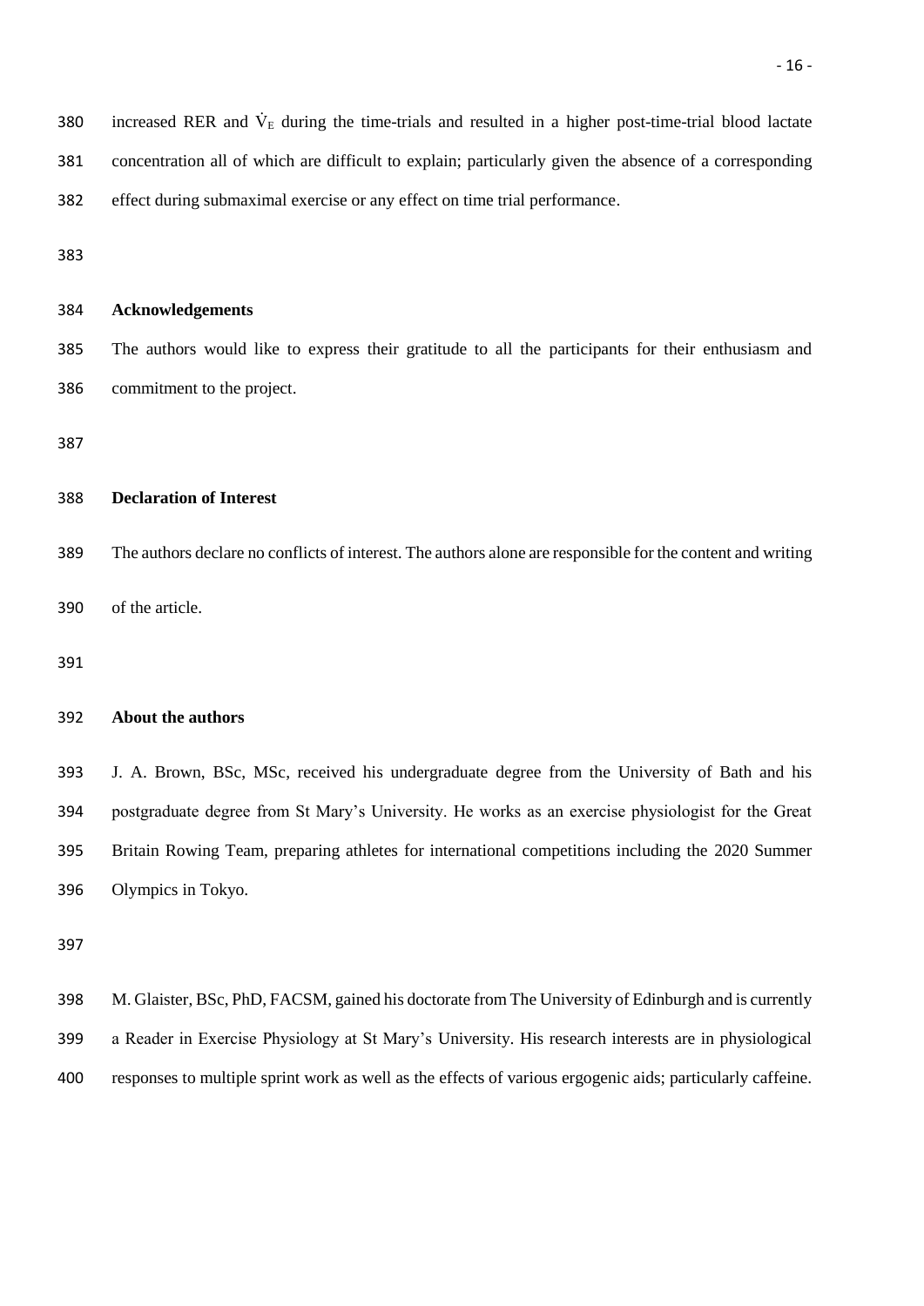increased RER and $\dot{V}_E$ during the time-trials and resulted in a higher post-time-trial blood lactate concentration all of which are difficult to explain; particularly given the absence of a corresponding effect during submaximal exercise or any effect on time trial performance.

## Acknowledgements

The authors would like to express their gratitude to all the participants for their enthusiasm and commitment to the project.

## Declaration of Interest

The authors declare no conflicts of interest. The authors alone are responsible for the content and writing of the article.

## About the authors

J. A. Brown, BSc, MSc, received his undergraduate degree from the University of Bath and his postgraduate degree from St Mary's University. He works as an exercise physiologist for the Great Britain Rowing Team, preparing athletes for international competitions including the 2020 Summer Olympics in Tokyo.

M. Glaister, BSc, PhD, FACSM, gained his doctorate from The University of Edinburgh and is currently a Reader in Exercise Physiology at St Mary's University. His research interests are in physiological responses to multiple sprint work as well as the effects of various ergogenic aids; particularly caffeine.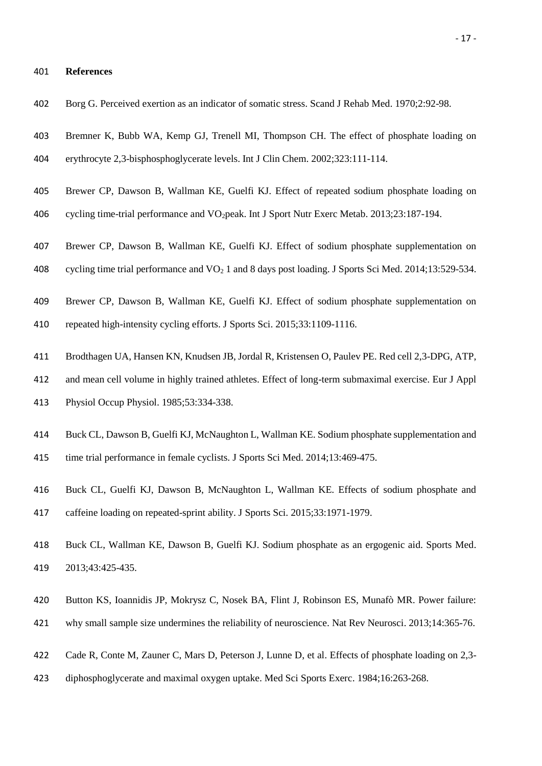**References**

Borg G. Perceived exertion as an indicator of somatic stress. Scand J Rehab Med. 1970;2:92-98.

Bremner K, Bubb WA, Kemp GJ, Trenell MI, Thompson CH. The effect of phosphate loading on erythrocyte 2,3-bisphosphoglycerate levels. Int J Clin Chem. 2002;323:111-114.

Brewer CP, Dawson B, Wallman KE, Guelfi KJ. Effect of repeated sodium phosphate loading on cycling time-trial performance and $VO_2$peak. Int J Sport Nutr Exerc Metab. 2013;23:187-194.

Brewer CP, Dawson B, Wallman KE, Guelfi KJ. Effect of sodium phosphate supplementation on cycling time trial performance and $VO_2$ 1 and 8 days post loading. J Sports Sci Med. 2014;13:529-534.

Brewer CP, Dawson B, Wallman KE, Guelfi KJ. Effect of sodium phosphate supplementation on repeated high-intensity cycling efforts. J Sports Sci. 2015;33:1109-1116.

Brodthagen UA, Hansen KN, Knudsen JB, Jordal R, Kristensen O, Paulev PE. Red cell 2,3-DPG, ATP, and mean cell volume in highly trained athletes. Effect of long-term submaximal exercise. Eur J Appl Physiol Occup Physiol. 1985;53:334-338.

Buck CL, Dawson B, Guelfi KJ, McNaughton L, Wallman KE. Sodium phosphate supplementation and time trial performance in female cyclists. J Sports Sci Med. 2014;13:469-475.

Buck CL, Guelfi KJ, Dawson B, McNaughton L, Wallman KE. Effects of sodium phosphate and caffeine loading on repeated-sprint ability. J Sports Sci. 2015;33:1971-1979.

Buck CL, Wallman KE, Dawson B, Guelfi KJ. Sodium phosphate as an ergogenic aid. Sports Med. 2013;43:425-435.

Button KS, Ioannidis JP, Mokrysz C, Nosek BA, Flint J, Robinson ES, Munafò MR. Power failure: why small sample size undermines the reliability of neuroscience. Nat Rev Neurosci. 2013;14:365-76.

Cade R, Conte M, Zauner C, Mars D, Peterson J, Lunne D, et al. Effects of phosphate loading on 2,3-diphosphoglycerate and maximal oxygen uptake. Med Sci Sports Exerc. 1984;16:263-268.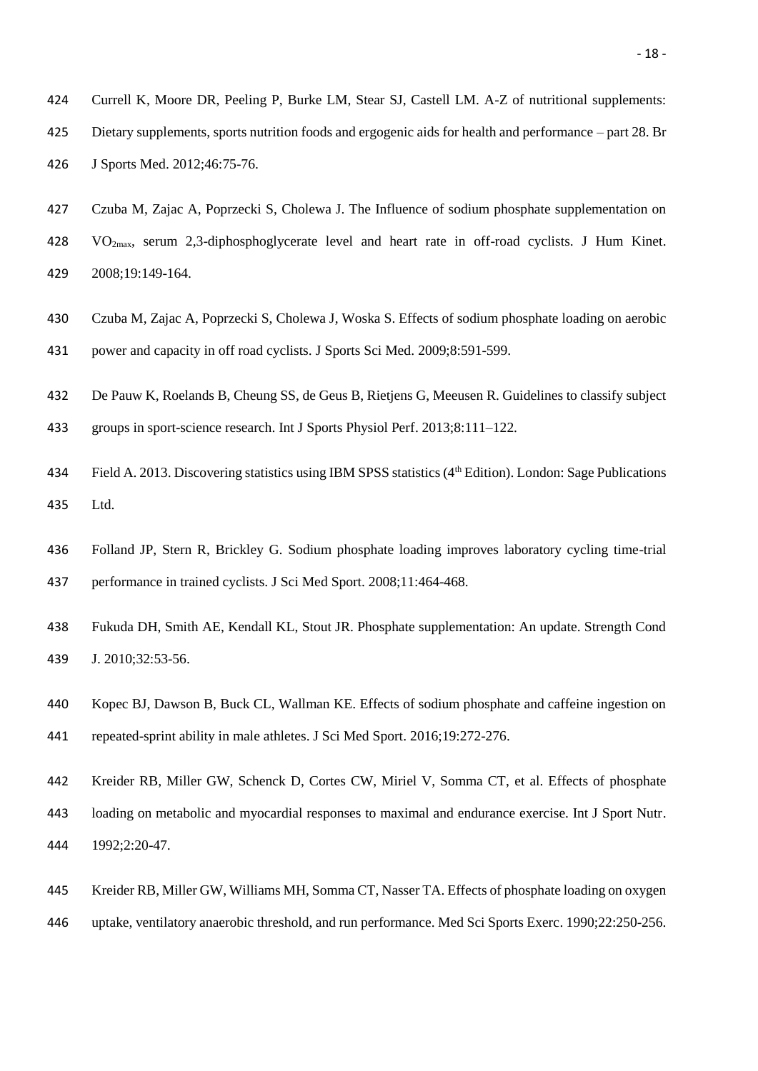Currell K, Moore DR, Peeling P, Burke LM, Stear SJ, Castell LM. A-Z of nutritional supplements: Dietary supplements, sports nutrition foods and ergogenic aids for health and performance – part 28. Br J Sports Med. 2012;46:75-76.

Czuba M, Zajac A, Poprzecki S, Cholewa J. The Influence of sodium phosphate supplementation on $VO_{2max}$, serum 2,3-diphosphoglycerate level and heart rate in off-road cyclists. J Hum Kinet. 2008;19:149-164.

Czuba M, Zajac A, Poprzecki S, Cholewa J, Woska S. Effects of sodium phosphate loading on aerobic power and capacity in off road cyclists. J Sports Sci Med. 2009;8:591-599.

De Pauw K, Roelands B, Cheung SS, de Geus B, Rietjens G, Meeusen R. Guidelines to classify subject groups in sport-science research. Int J Sports Physiol Perf. 2013;8:111–122.

Field A. 2013. Discovering statistics using IBM SPSS statistics (4th Edition). London: Sage Publications Ltd.

Folland JP, Stern R, Brickley G. Sodium phosphate loading improves laboratory cycling time-trial performance in trained cyclists. J Sci Med Sport. 2008;11:464-468.

Fukuda DH, Smith AE, Kendall KL, Stout JR. Phosphate supplementation: An update. Strength Cond J. 2010;32:53-56.

Kopec BJ, Dawson B, Buck CL, Wallman KE. Effects of sodium phosphate and caffeine ingestion on repeated-sprint ability in male athletes. J Sci Med Sport. 2016;19:272-276.

Kreider RB, Miller GW, Schenck D, Cortes CW, Miriel V, Somma CT, et al. Effects of phosphate loading on metabolic and myocardial responses to maximal and endurance exercise. Int J Sport Nutr. 1992;2:20-47.

Kreider RB, Miller GW, Williams MH, Somma CT, Nasser TA. Effects of phosphate loading on oxygen uptake, ventilatory anaerobic threshold, and run performance. Med Sci Sports Exerc. 1990;22:250-256.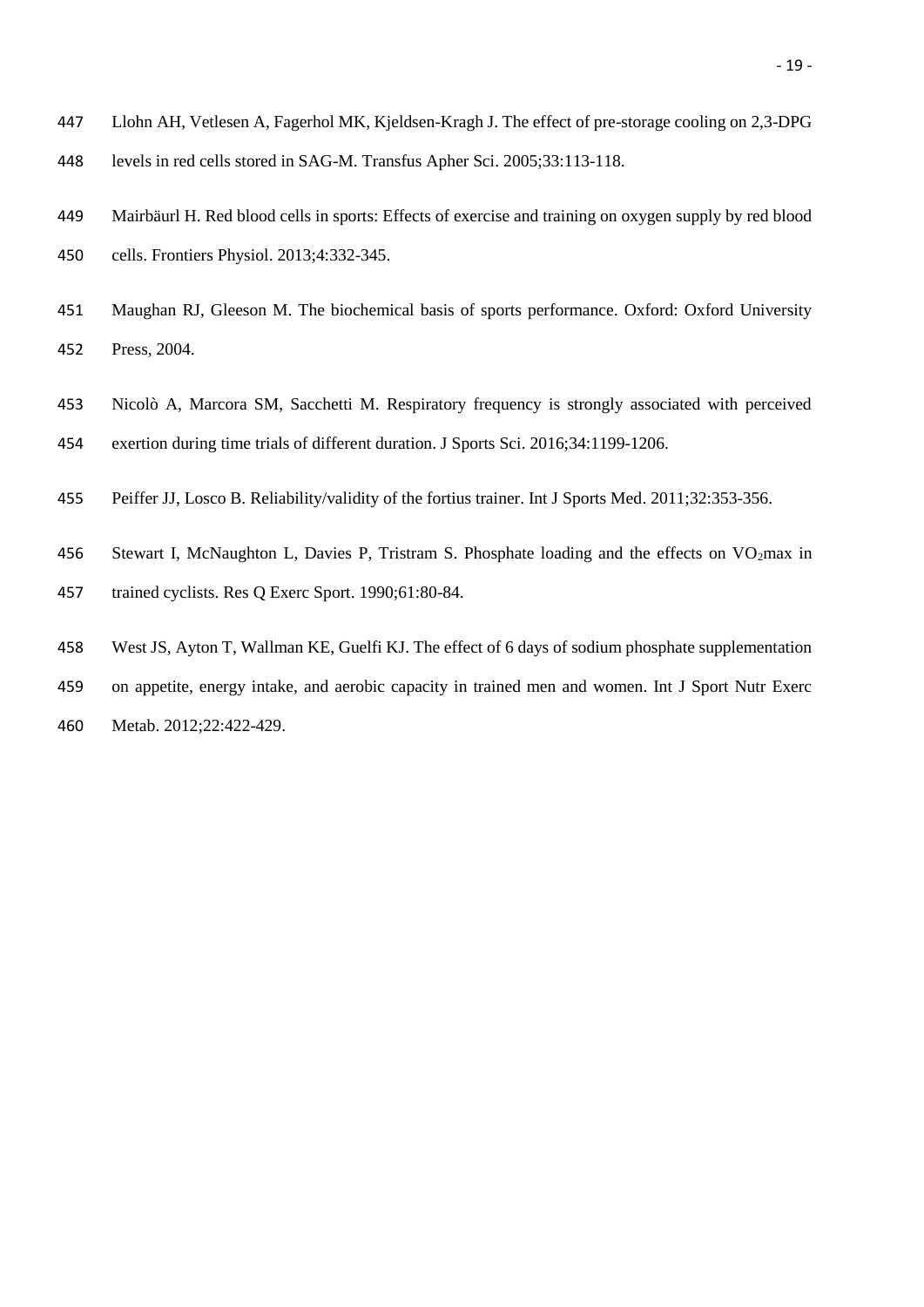Llohn AH, Vetlesen A, Fagerhol MK, Kjeldsen-Kragh J. The effect of pre-storage cooling on 2,3-DPG levels in red cells stored in SAG-M. Transfus Apher Sci. 2005;33:113-118.

Mairbäurl H. Red blood cells in sports: Effects of exercise and training on oxygen supply by red blood cells. Frontiers Physiol. 2013;4:332-345.

Maughan RJ, Gleeson M. The biochemical basis of sports performance. Oxford: Oxford University Press, 2004.

Nicolò A, Marcora SM, Sacchetti M. Respiratory frequency is strongly associated with perceived exertion during time trials of different duration. J Sports Sci. 2016;34:1199-1206.

Peiffer JJ, Losco B. Reliability/validity of the fortius trainer. Int J Sports Med. 2011;32:353-356.

Stewart I, McNaughton L, Davies P, Tristram S. Phosphate loading and the effects on $VO_2$max in trained cyclists. Res Q Exerc Sport. 1990;61:80-84.

West JS, Ayton T, Wallman KE, Guelfi KJ. The effect of 6 days of sodium phosphate supplementation on appetite, energy intake, and aerobic capacity in trained men and women. Int J Sport Nutr Exerc Metab. 2012;22:422-429.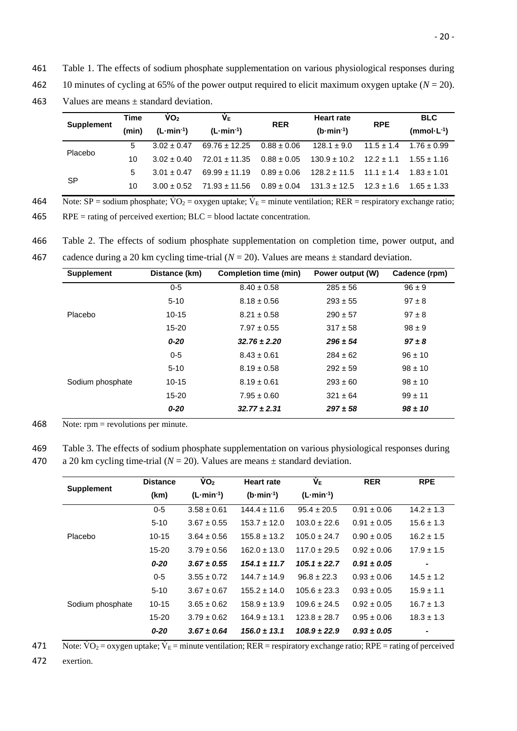Table 1. The effects of sodium phosphate supplementation on various physiological responses during 10 minutes of cycling at 65% of the power output required to elicit maximum oxygen uptake ($N$ = 20). Values are means ± standard deviation.

| Supplement | Time (min) | $\dot{V}O_2$ ($L \cdot min^{-1}$) | $\dot{V}_E$ ($L \cdot min^{-1}$) | RER | Heart rate ($b \cdot min^{-1}$) | RPE | BLC ($mmol \cdot L^{-1}$) |
|---|---|---|---|---|---|---|---|
| Placebo | 5 | 3.02 ± 0.47 | 69.76 ± 12.25 | 0.88 ± 0.06 | 128.1 ± 9.0 | 11.5 ± 1.4 | 1.76 ± 0.99 |
| | 10 | 3.02 ± 0.40 | 72.01 ± 11.35 | 0.88 ± 0.05 | 130.9 ± 10.2 | 12.2 ± 1.1 | 1.55 ± 1.16 |
| SP | 5 | 3.01 ± 0.47 | 69.99 ± 11.19 | 0.89 ± 0.06 | 128.2 ± 11.5 | 11.1 ± 1.4 | 1.83 ± 1.01 |
| | 10 | 3.00 ± 0.52 | 71.93 ± 11.56 | 0.89 ± 0.04 | 131.3 ± 12.5 | 12.3 ± 1.6 | 1.65 ± 1.33 |

Note: SP = sodium phosphate; $\dot{V}O_2$ = oxygen uptake; $\dot{V}_E$ = minute ventilation; RER = respiratory exchange ratio; RPE = rating of perceived exertion; BLC = blood lactate concentration.

Table 2. The effects of sodium phosphate supplementation on completion time, power output, and cadence during a 20 km cycling time-trial ($N$ = 20). Values are means ± standard deviation.

| Supplement | Distance (km) | Completion time (min) | Power output (W) | Cadence (rpm) |
|---|---|---|---|---|
| Placebo | 0-5 | 8.40 ± 0.58 | 285 ± 56 | 96 ± 9 |
| | 5-10 | 8.18 ± 0.56 | 293 ± 55 | 97 ± 8 |
| | 10-15 | 8.21 ± 0.58 | 290 ± 57 | 97 ± 8 |
| | 15-20 | 7.97 ± 0.55 | 317 ± 58 | 98 ± 9 |
| | ***0-20*** | ***32.76 ± 2.20*** | ***296 ± 54*** | ***97 ± 8*** |
| Sodium phosphate | 0-5 | 8.43 ± 0.61 | 284 ± 62 | 96 ± 10 |
| | 5-10 | 8.19 ± 0.58 | 292 ± 59 | 98 ± 10 |
| | 10-15 | 8.19 ± 0.61 | 293 ± 60 | 98 ± 10 |
| | 15-20 | 7.95 ± 0.60 | 321 ± 64 | 99 ± 11 |
| | ***0-20*** | ***32.77 ± 2.31*** | ***297 ± 58*** | ***98 ± 10*** |

Note: rpm = revolutions per minute.

Table 3. The effects of sodium phosphate supplementation on various physiological responses during a 20 km cycling time-trial ($N$ = 20). Values are means ± standard deviation.

| Supplement | Distance (km) | $\dot{V}O_2$ ($L \cdot min^{-1}$) | Heart rate ($b \cdot min^{-1}$) | $\dot{V}_E$ ($L \cdot min^{-1}$) | RER | RPE |
|---|---|---|---|---|---|---|
| Placebo | 0-5 | 3.58 ± 0.61 | 144.4 ± 11.6 | 95.4 ± 20.5 | 0.91 ± 0.06 | 14.2 ± 1.3 |
| | 5-10 | 3.67 ± 0.55 | 153.7 ± 12.0 | 103.0 ± 22.6 | 0.91 ± 0.05 | 15.6 ± 1.3 |
| | 10-15 | 3.64 ± 0.56 | 155.8 ± 13.2 | 105.0 ± 24.7 | 0.90 ± 0.05 | 16.2 ± 1.5 |
| | 15-20 | 3.79 ± 0.56 | 162.0 ± 13.0 | 117.0 ± 29.5 | 0.92 ± 0.06 | 17.9 ± 1.5 |
| | ***0-20*** | ***3.67 ± 0.55*** | ***154.1 ± 11.7*** | ***105.1 ± 22.7*** | ***0.91 ± 0.05*** | - |
| Sodium phosphate | 0-5 | 3.55 ± 0.72 | 144.7 ± 14.9 | 96.8 ± 22.3 | 0.93 ± 0.06 | 14.5 ± 1.2 |
| | 5-10 | 3.67 ± 0.67 | 155.2 ± 14.0 | 105.6 ± 23.3 | 0.93 ± 0.05 | 15.9 ± 1.1 |
| | 10-15 | 3.65 ± 0.62 | 158.9 ± 13.9 | 109.6 ± 24.5 | 0.92 ± 0.05 | 16.7 ± 1.3 |
| | 15-20 | 3.79 ± 0.62 | 164.9 ± 13.1 | 123.8 ± 28.7 | 0.95 ± 0.06 | 18.3 ± 1.3 |
| | ***0-20*** | ***3.67 ± 0.64*** | ***156.0 ± 13.1*** | ***108.9 ± 22.9*** | ***0.93 ± 0.05*** | - |

Note: $\dot{V}O_2$ = oxygen uptake; $\dot{V}_E$ = minute ventilation; RER = respiratory exchange ratio; RPE = rating of perceived exertion.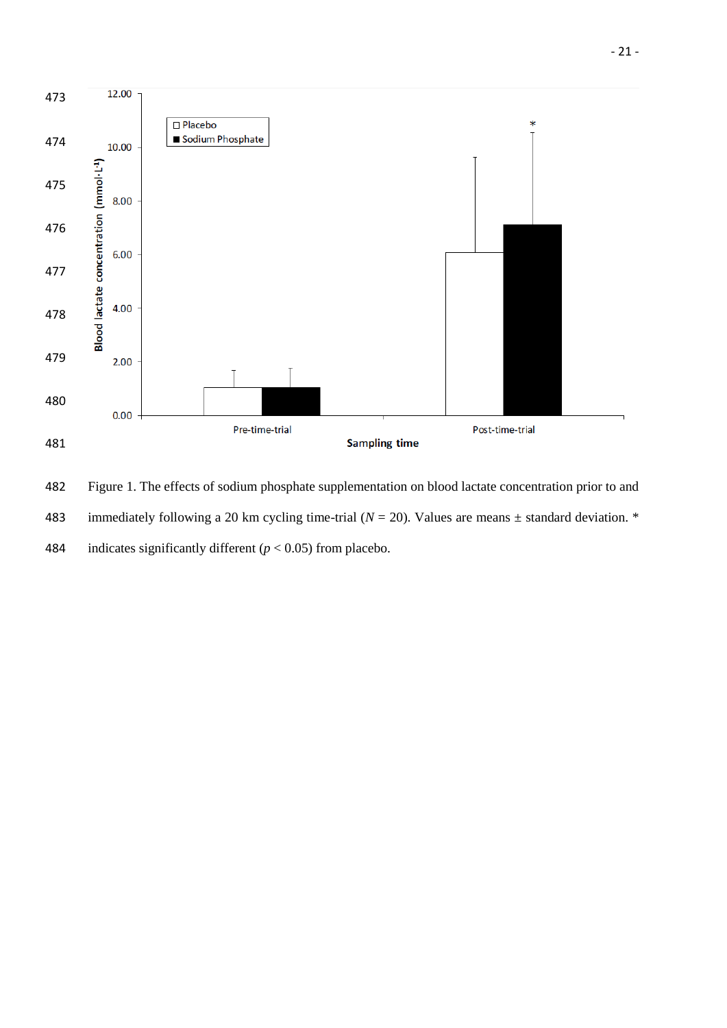12.00

10.00

8.00

6.00

4.00

2.00

0.00

Blood lactate concentration (mmol·L$^{-1}$)

□ Placebo

■ Sodium Phosphate

*

Pre-time-trial

Post-time-trial

**Sampling time**

Figure 1. The effects of sodium phosphate supplementation on blood lactate concentration prior to and immediately following a 20 km cycling time-trial ($N$ = 20). Values are means ± standard deviation. * indicates significantly different ($p$ < 0.05) from placebo.